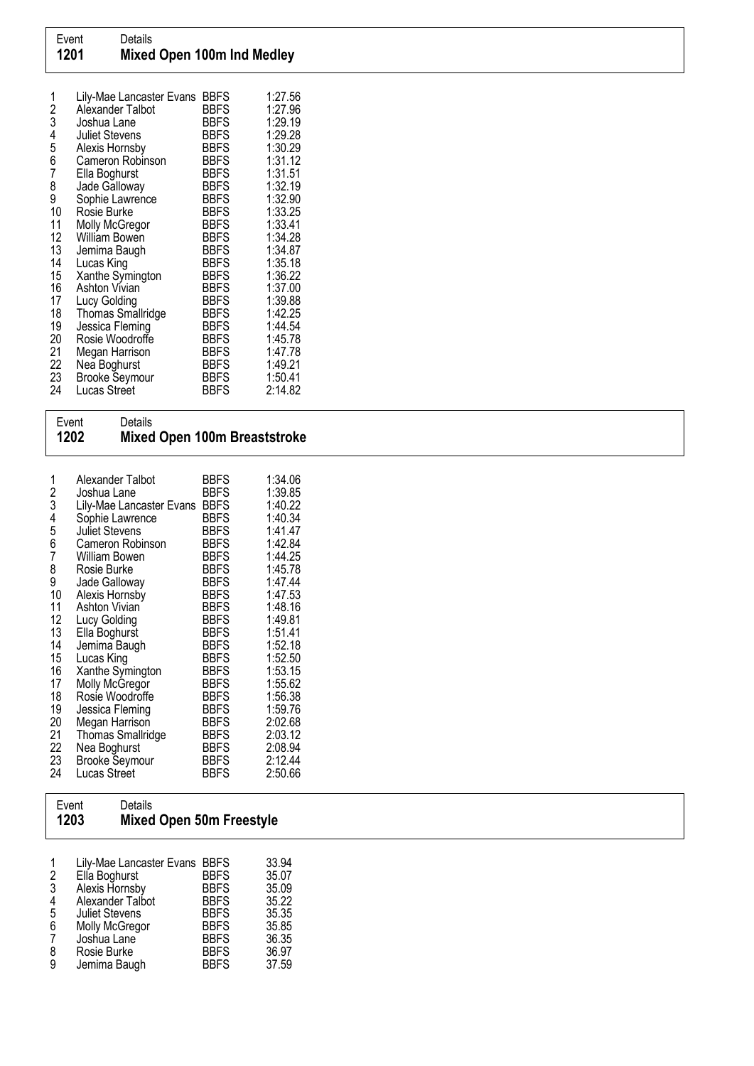| Event | Details |
|---|---|
| **1201** | **Mixed Open 100m Ind Medley** |

| | | | |
|---|---|---|---|
| 1 | Lily-Mae Lancaster Evans | BBFS | 1:27.56 |
| 2 | Alexander Talbot | BBFS | 1:27.96 |
| 3 | Joshua Lane | BBFS | 1:29.19 |
| 4 | Juliet Stevens | BBFS | 1:29.28 |
| 5 | Alexis Hornsby | BBFS | 1:30.29 |
| 6 | Cameron Robinson | BBFS | 1:31.12 |
| 7 | Ella Boghurst | BBFS | 1:31.51 |
| 8 | Jade Galloway | BBFS | 1:32.19 |
| 9 | Sophie Lawrence | BBFS | 1:32.90 |
| 10 | Rosie Burke | BBFS | 1:33.25 |
| 11 | Molly McGregor | BBFS | 1:33.41 |
| 12 | William Bowen | BBFS | 1:34.28 |
| 13 | Jemima Baugh | BBFS | 1:34.87 |
| 14 | Lucas King | BBFS | 1:35.18 |
| 15 | Xanthe Symington | BBFS | 1:36.22 |
| 16 | Ashton Vivian | BBFS | 1:37.00 |
| 17 | Lucy Golding | BBFS | 1:39.88 |
| 18 | Thomas Smallridge | BBFS | 1:42.25 |
| 19 | Jessica Fleming | BBFS | 1:44.54 |
| 20 | Rosie Woodroffe | BBFS | 1:45.78 |
| 21 | Megan Harrison | BBFS | 1:47.78 |
| 22 | Nea Boghurst | BBFS | 1:49.21 |
| 23 | Brooke Seymour | BBFS | 1:50.41 |
| 24 | Lucas Street | BBFS | 2:14.82 |

| Event | Details |
|---|---|
| **1202** | **Mixed Open 100m Breaststroke** |

| | | | |
|---|---|---|---|
| 1 | Alexander Talbot | BBFS | 1:34.06 |
| 2 | Joshua Lane | BBFS | 1:39.85 |
| 3 | Lily-Mae Lancaster Evans | BBFS | 1:40.22 |
| 4 | Sophie Lawrence | BBFS | 1:40.34 |
| 5 | Juliet Stevens | BBFS | 1:41.47 |
| 6 | Cameron Robinson | BBFS | 1:42.84 |
| 7 | William Bowen | BBFS | 1:44.25 |
| 8 | Rosie Burke | BBFS | 1:45.78 |
| 9 | Jade Galloway | BBFS | 1:47.44 |
| 10 | Alexis Hornsby | BBFS | 1:47.53 |
| 11 | Ashton Vivian | BBFS | 1:48.16 |
| 12 | Lucy Golding | BBFS | 1:49.81 |
| 13 | Ella Boghurst | BBFS | 1:51.41 |
| 14 | Jemima Baugh | BBFS | 1:52.18 |
| 15 | Lucas King | BBFS | 1:52.50 |
| 16 | Xanthe Symington | BBFS | 1:53.15 |
| 17 | Molly McGregor | BBFS | 1:55.62 |
| 18 | Rosie Woodroffe | BBFS | 1:56.38 |
| 19 | Jessica Fleming | BBFS | 1:59.76 |
| 20 | Megan Harrison | BBFS | 2:02.68 |
| 21 | Thomas Smallridge | BBFS | 2:03.12 |
| 22 | Nea Boghurst | BBFS | 2:08.94 |
| 23 | Brooke Seymour | BBFS | 2:12.44 |
| 24 | Lucas Street | BBFS | 2:50.66 |

| Event | Details |
|---|---|
| **1203** | **Mixed Open 50m Freestyle** |

| | | | |
|---|---|---|---|
| 1 | Lily-Mae Lancaster Evans | BBFS | 33.94 |
| 2 | Ella Boghurst | BBFS | 35.07 |
| 3 | Alexis Hornsby | BBFS | 35.09 |
| 4 | Alexander Talbot | BBFS | 35.22 |
| 5 | Juliet Stevens | BBFS | 35.35 |
| 6 | Molly McGregor | BBFS | 35.85 |
| 7 | Joshua Lane | BBFS | 36.35 |
| 8 | Rosie Burke | BBFS | 36.97 |
| 9 | Jemima Baugh | BBFS | 37.59 |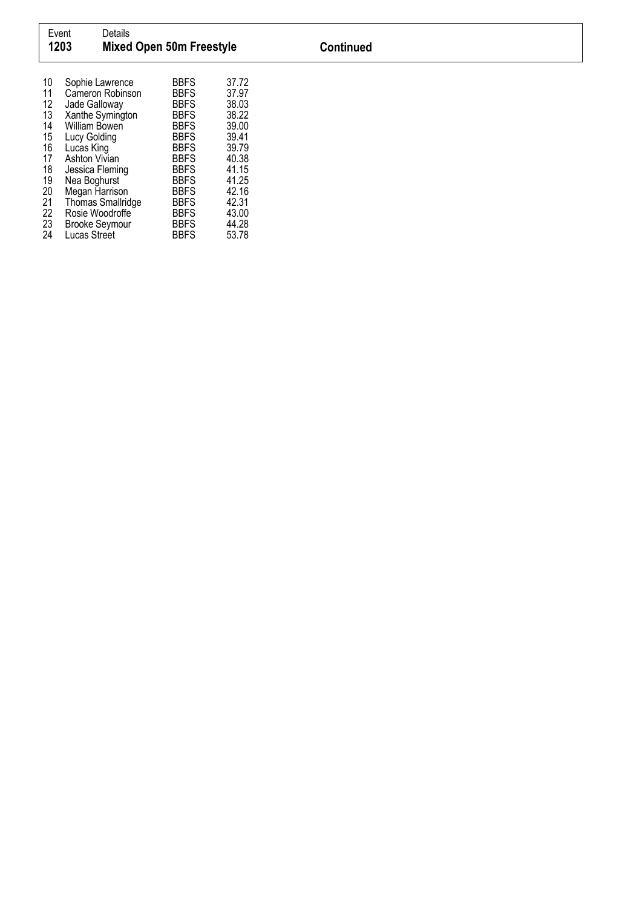| Event | Details | |
|---|---|---|
| **1203** | **Mixed Open 50m Freestyle** | **Continued** |

| | | | |
|---|---|---|---|
| 10 | Sophie Lawrence | BBFS | 37.72 |
| 11 | Cameron Robinson | BBFS | 37.97 |
| 12 | Jade Galloway | BBFS | 38.03 |
| 13 | Xanthe Symington | BBFS | 38.22 |
| 14 | William Bowen | BBFS | 39.00 |
| 15 | Lucy Golding | BBFS | 39.41 |
| 16 | Lucas King | BBFS | 39.79 |
| 17 | Ashton Vivian | BBFS | 40.38 |
| 18 | Jessica Fleming | BBFS | 41.15 |
| 19 | Nea Boghurst | BBFS | 41.25 |
| 20 | Megan Harrison | BBFS | 42.16 |
| 21 | Thomas Smallridge | BBFS | 42.31 |
| 22 | Rosie Woodroffe | BBFS | 43.00 |
| 23 | Brooke Seymour | BBFS | 44.28 |
| 24 | Lucas Street | BBFS | 53.78 |